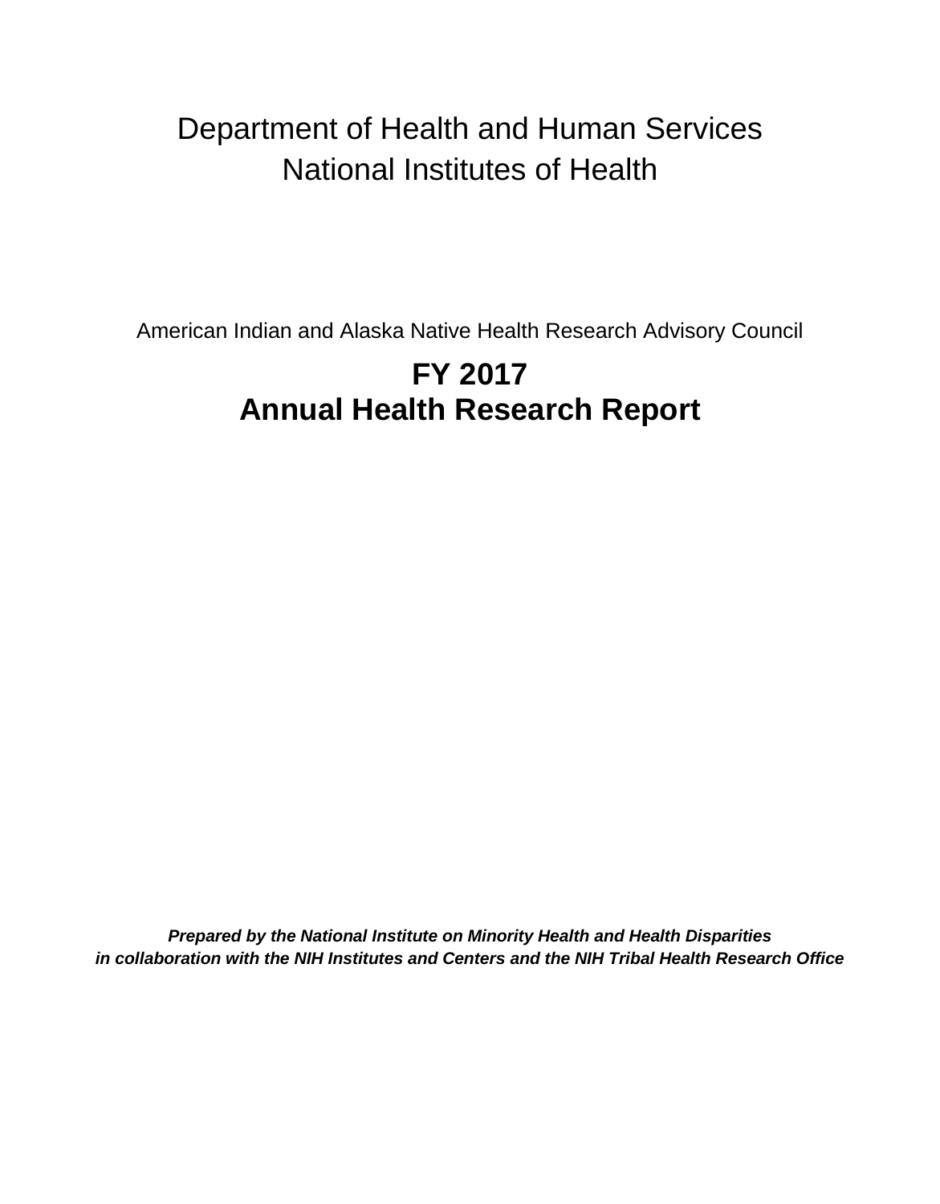Department of Health and Human Services
National Institutes of Health

American Indian and Alaska Native Health Research Advisory Council

# FY 2017
# Annual Health Research Report

***Prepared by the National Institute on Minority Health and Health Disparities in collaboration with the NIH Institutes and Centers and the NIH Tribal Health Research Office***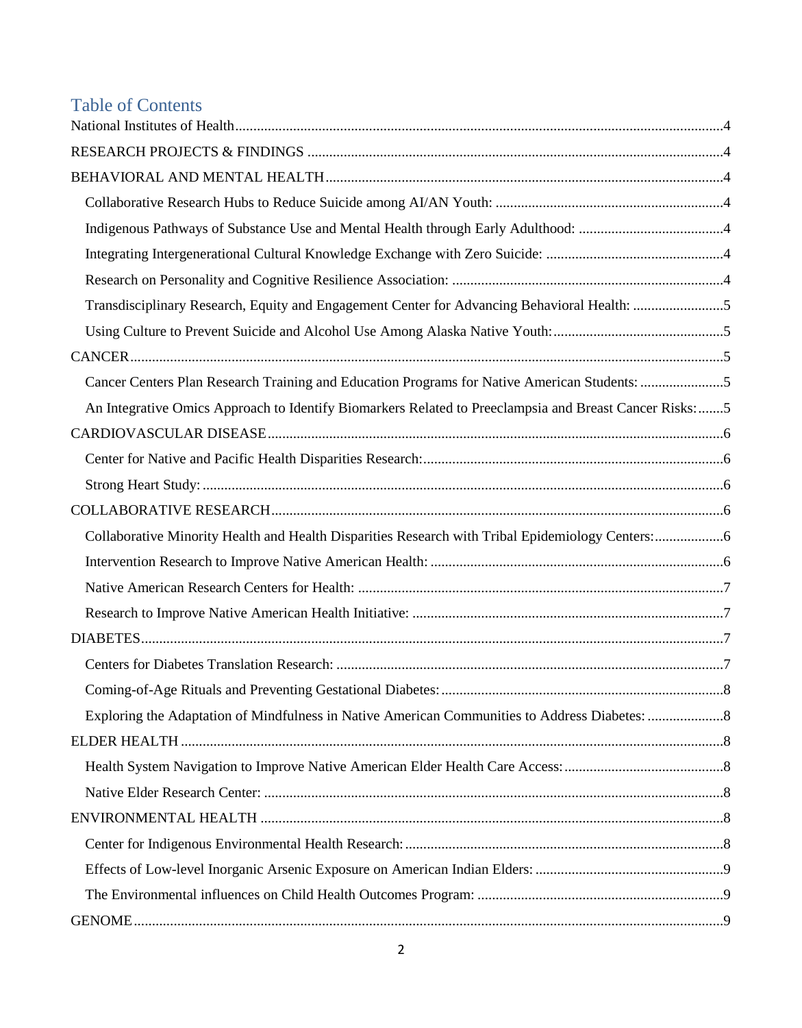# Table of Contents

National Institutes of Health ....................................................................................................................4

RESEARCH PROJECTS & FINDINGS .................................................................................................4

BEHAVIORAL AND MENTAL HEALTH ............................................................................................4

- Collaborative Research Hubs to Reduce Suicide among AI/AN Youth: ..............................................4
- Indigenous Pathways of Substance Use and Mental Health through Early Adulthood: ........................4
- Integrating Intergenerational Cultural Knowledge Exchange with Zero Suicide: ................................4
- Research on Personality and Cognitive Resilience Association: ..........................................................4
- Transdisciplinary Research, Equity and Engagement Center for Advancing Behavioral Health: .........5
- Using Culture to Prevent Suicide and Alcohol Use Among Alaska Native Youth: ...............................5

CANCER .................................................................................................................................................5

- Cancer Centers Plan Research Training and Education Programs for Native American Students: .......5
- An Integrative Omics Approach to Identify Biomarkers Related to Preeclampsia and Breast Cancer Risks: .......5

CARDIOVASCULAR DISEASE ............................................................................................................6

- Center for Native and Pacific Health Disparities Research: ..................................................................6
- Strong Heart Study: ...............................................................................................................................6

COLLABORATIVE RESEARCH ...........................................................................................................6

- Collaborative Minority Health and Health Disparities Research with Tribal Epidemiology Centers: ..................6
- Intervention Research to Improve Native American Health: ................................................................6
- Native American Research Centers for Health: ....................................................................................7
- Research to Improve Native American Health Initiative: .....................................................................7

DIABETES ...............................................................................................................................................7

- Centers for Diabetes Translation Research: ..........................................................................................7
- Coming-of-Age Rituals and Preventing Gestational Diabetes: .............................................................8
- Exploring the Adaptation of Mindfulness in Native American Communities to Address Diabetes: .....................8

ELDER HEALTH ....................................................................................................................................8

- Health System Navigation to Improve Native American Elder Health Care Access: ............................8
- Native Elder Research Center: ..............................................................................................................8

ENVIRONMENTAL HEALTH ...............................................................................................................8

- Center for Indigenous Environmental Health Research: .......................................................................8
- Effects of Low-level Inorganic Arsenic Exposure on American Indian Elders: ....................................9
- The Environmental influences on Child Health Outcomes Program: ...................................................9

GENOME .................................................................................................................................................9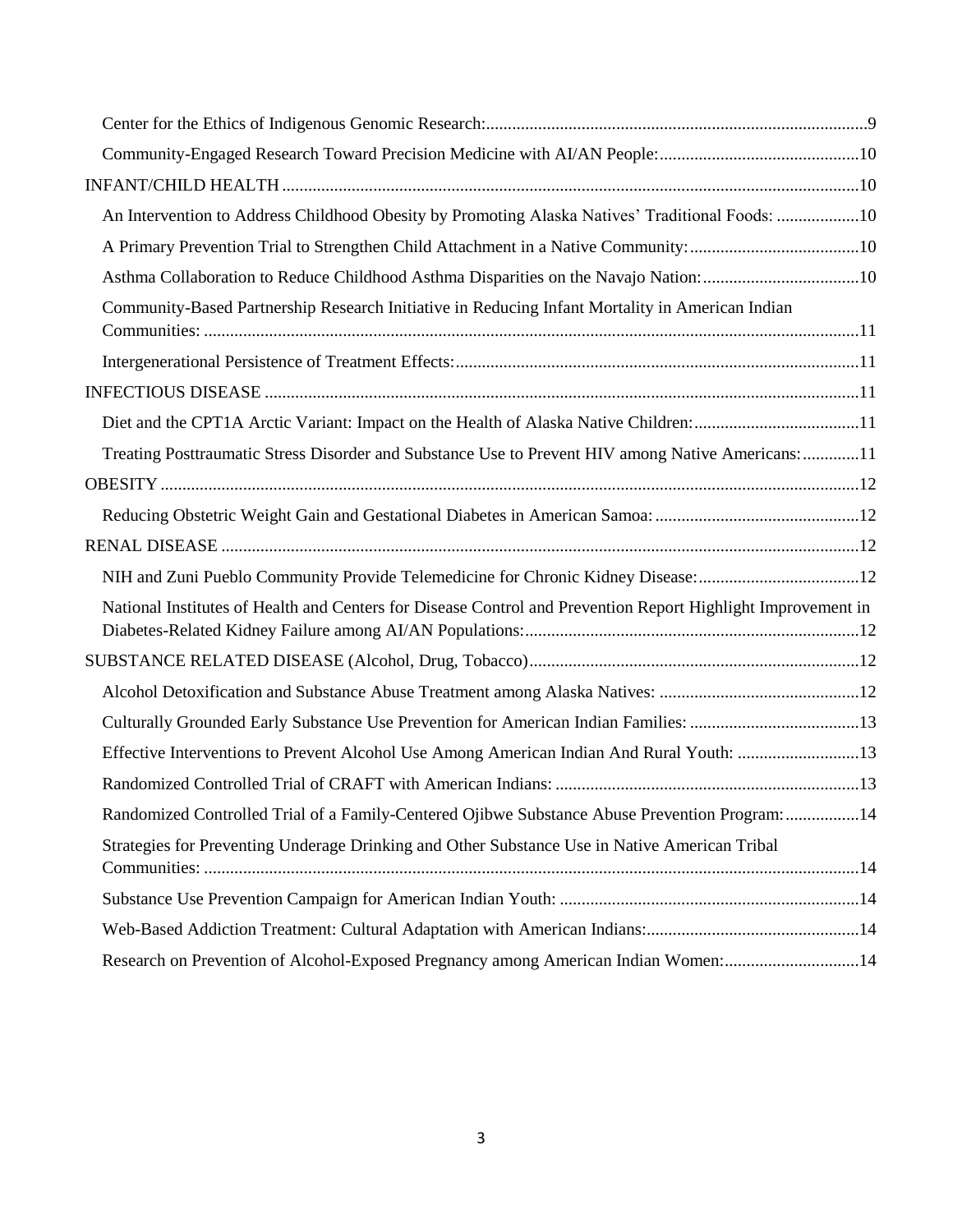Center for the Ethics of Indigenous Genomic Research: 9

Community-Engaged Research Toward Precision Medicine with AI/AN People: 10

INFANT/CHILD HEALTH 10

An Intervention to Address Childhood Obesity by Promoting Alaska Natives' Traditional Foods: 10

A Primary Prevention Trial to Strengthen Child Attachment in a Native Community: 10

Asthma Collaboration to Reduce Childhood Asthma Disparities on the Navajo Nation: 10

Community-Based Partnership Research Initiative in Reducing Infant Mortality in American Indian Communities: 11

Intergenerational Persistence of Treatment Effects: 11

INFECTIOUS DISEASE 11

Diet and the CPT1A Arctic Variant: Impact on the Health of Alaska Native Children: 11

Treating Posttraumatic Stress Disorder and Substance Use to Prevent HIV among Native Americans: 11

OBESITY 12

Reducing Obstetric Weight Gain and Gestational Diabetes in American Samoa: 12

RENAL DISEASE 12

NIH and Zuni Pueblo Community Provide Telemedicine for Chronic Kidney Disease: 12

National Institutes of Health and Centers for Disease Control and Prevention Report Highlight Improvement in Diabetes-Related Kidney Failure among AI/AN Populations: 12

SUBSTANCE RELATED DISEASE (Alcohol, Drug, Tobacco) 12

Alcohol Detoxification and Substance Abuse Treatment among Alaska Natives: 12

Culturally Grounded Early Substance Use Prevention for American Indian Families: 13

Effective Interventions to Prevent Alcohol Use Among American Indian And Rural Youth: 13

Randomized Controlled Trial of CRAFT with American Indians: 13

Randomized Controlled Trial of a Family-Centered Ojibwe Substance Abuse Prevention Program: 14

Strategies for Preventing Underage Drinking and Other Substance Use in Native American Tribal Communities: 14

Substance Use Prevention Campaign for American Indian Youth: 14

Web-Based Addiction Treatment: Cultural Adaptation with American Indians: 14

Research on Prevention of Alcohol-Exposed Pregnancy among American Indian Women: 14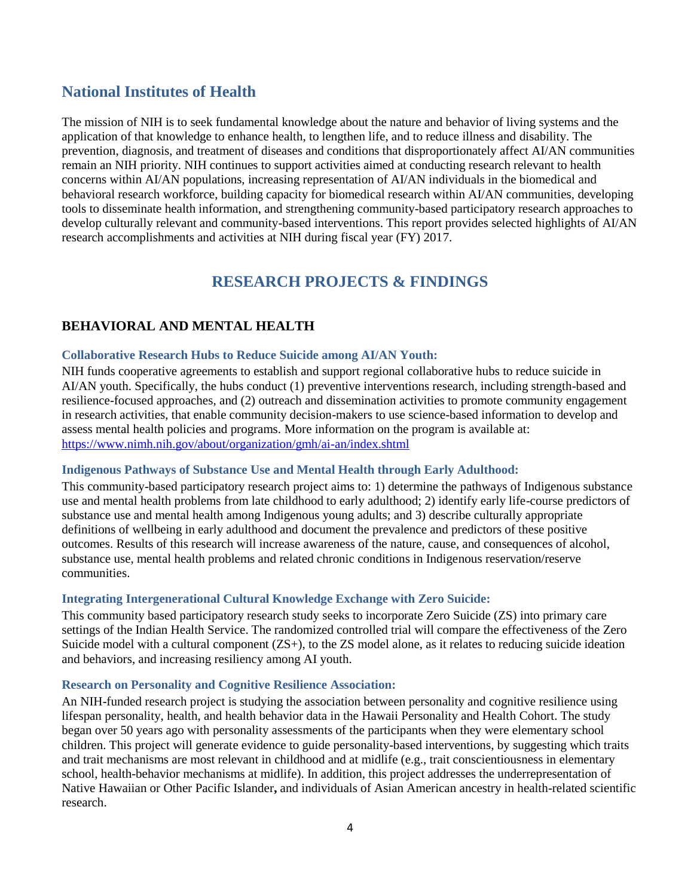## National Institutes of Health

The mission of NIH is to seek fundamental knowledge about the nature and behavior of living systems and the application of that knowledge to enhance health, to lengthen life, and to reduce illness and disability. The prevention, diagnosis, and treatment of diseases and conditions that disproportionately affect AI/AN communities remain an NIH priority. NIH continues to support activities aimed at conducting research relevant to health concerns within AI/AN populations, increasing representation of AI/AN individuals in the biomedical and behavioral research workforce, building capacity for biomedical research within AI/AN communities, developing tools to disseminate health information, and strengthening community-based participatory research approaches to develop culturally relevant and community-based interventions. This report provides selected highlights of AI/AN research accomplishments and activities at NIH during fiscal year (FY) 2017.

## RESEARCH PROJECTS & FINDINGS

### BEHAVIORAL AND MENTAL HEALTH

#### Collaborative Research Hubs to Reduce Suicide among AI/AN Youth:

NIH funds cooperative agreements to establish and support regional collaborative hubs to reduce suicide in AI/AN youth. Specifically, the hubs conduct (1) preventive interventions research, including strength-based and resilience-focused approaches, and (2) outreach and dissemination activities to promote community engagement in research activities, that enable community decision-makers to use science-based information to develop and assess mental health policies and programs. More information on the program is available at: https://www.nimh.nih.gov/about/organization/gmh/ai-an/index.shtml

#### Indigenous Pathways of Substance Use and Mental Health through Early Adulthood:

This community-based participatory research project aims to: 1) determine the pathways of Indigenous substance use and mental health problems from late childhood to early adulthood; 2) identify early life-course predictors of substance use and mental health among Indigenous young adults; and 3) describe culturally appropriate definitions of wellbeing in early adulthood and document the prevalence and predictors of these positive outcomes. Results of this research will increase awareness of the nature, cause, and consequences of alcohol, substance use, mental health problems and related chronic conditions in Indigenous reservation/reserve communities.

#### Integrating Intergenerational Cultural Knowledge Exchange with Zero Suicide:

This community based participatory research study seeks to incorporate Zero Suicide (ZS) into primary care settings of the Indian Health Service. The randomized controlled trial will compare the effectiveness of the Zero Suicide model with a cultural component (ZS+), to the ZS model alone, as it relates to reducing suicide ideation and behaviors, and increasing resiliency among AI youth.

#### Research on Personality and Cognitive Resilience Association:

An NIH-funded research project is studying the association between personality and cognitive resilience using lifespan personality, health, and health behavior data in the Hawaii Personality and Health Cohort. The study began over 50 years ago with personality assessments of the participants when they were elementary school children. This project will generate evidence to guide personality-based interventions, by suggesting which traits and trait mechanisms are most relevant in childhood and at midlife (e.g., trait conscientiousness in elementary school, health-behavior mechanisms at midlife). In addition, this project addresses the underrepresentation of Native Hawaiian or Other Pacific Islander**,** and individuals of Asian American ancestry in health-related scientific research.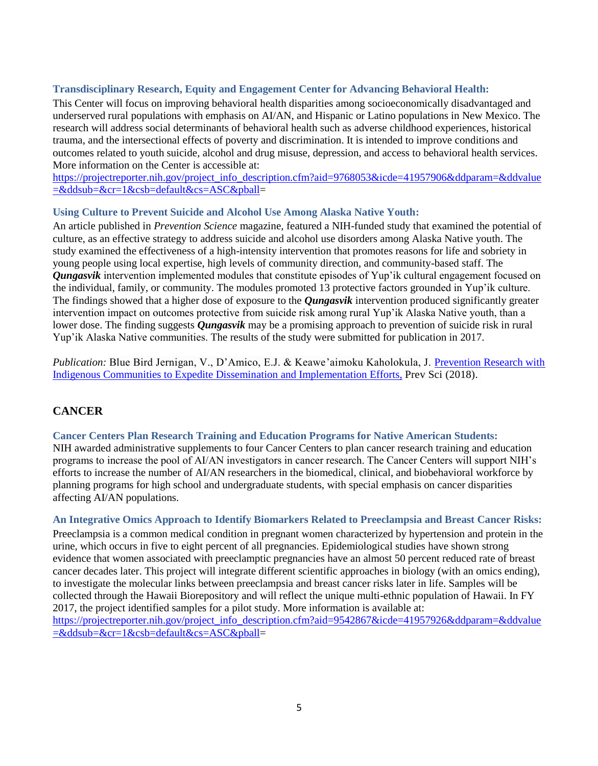**Transdisciplinary Research, Equity and Engagement Center for Advancing Behavioral Health:**
This Center will focus on improving behavioral health disparities among socioeconomically disadvantaged and underserved rural populations with emphasis on AI/AN, and Hispanic or Latino populations in New Mexico. The research will address social determinants of behavioral health such as adverse childhood experiences, historical trauma, and the intersectional effects of poverty and discrimination. It is intended to improve conditions and outcomes related to youth suicide, alcohol and drug misuse, depression, and access to behavioral health services. More information on the Center is accessible at:
[https://projectreporter.nih.gov/project_info_description.cfm?aid=9768053&icde=41957906&ddparam=&ddvalue=&ddsub=&cr=1&csb=default&cs=ASC&pball](https://projectreporter.nih.gov/project_info_description.cfm?aid=9768053&icde=41957906&ddparam=&ddvalue=&ddsub=&cr=1&csb=default&cs=ASC&pball=)=

**Using Culture to Prevent Suicide and Alcohol Use Among Alaska Native Youth:**
An article published in *Prevention Science* magazine, featured a NIH-funded study that examined the potential of culture, as an effective strategy to address suicide and alcohol use disorders among Alaska Native youth. The study examined the effectiveness of a high-intensity intervention that promotes reasons for life and sobriety in young people using local expertise, high levels of community direction, and community-based staff. The ***Qungasvik*** intervention implemented modules that constitute episodes of Yup'ik cultural engagement focused on the individual, family, or community. The modules promoted 13 protective factors grounded in Yup'ik culture. The findings showed that a higher dose of exposure to the ***Qungasvik*** intervention produced significantly greater intervention impact on outcomes protective from suicide risk among rural Yup'ik Alaska Native youth, than a lower dose. The finding suggests ***Qungasvik*** may be a promising approach to prevention of suicide risk in rural Yup'ik Alaska Native communities. The results of the study were submitted for publication in 2017.

*Publication:* Blue Bird Jernigan, V., D'Amico, E.J. & Keawe'aimoku Kaholokula, J. Prevention Research with Indigenous Communities to Expedite Dissemination and Implementation Efforts, Prev Sci (2018).

## CANCER

**Cancer Centers Plan Research Training and Education Programs for Native American Students:**
NIH awarded administrative supplements to four Cancer Centers to plan cancer research training and education programs to increase the pool of AI/AN investigators in cancer research. The Cancer Centers will support NIH's efforts to increase the number of AI/AN researchers in the biomedical, clinical, and biobehavioral workforce by planning programs for high school and undergraduate students, with special emphasis on cancer disparities affecting AI/AN populations.

**An Integrative Omics Approach to Identify Biomarkers Related to Preeclampsia and Breast Cancer Risks:**
Preeclampsia is a common medical condition in pregnant women characterized by hypertension and protein in the urine, which occurs in five to eight percent of all pregnancies. Epidemiological studies have shown strong evidence that women associated with preeclamptic pregnancies have an almost 50 percent reduced rate of breast cancer decades later. This project will integrate different scientific approaches in biology (with an omics ending), to investigate the molecular links between preeclampsia and breast cancer risks later in life. Samples will be collected through the Hawaii Biorepository and will reflect the unique multi-ethnic population of Hawaii. In FY 2017, the project identified samples for a pilot study. More information is available at:
[https://projectreporter.nih.gov/project_info_description.cfm?aid=9542867&icde=41957926&ddparam=&ddvalue=&ddsub=&cr=1&csb=default&cs=ASC&pball](https://projectreporter.nih.gov/project_info_description.cfm?aid=9542867&icde=41957926&ddparam=&ddvalue=&ddsub=&cr=1&csb=default&cs=ASC&pball=)=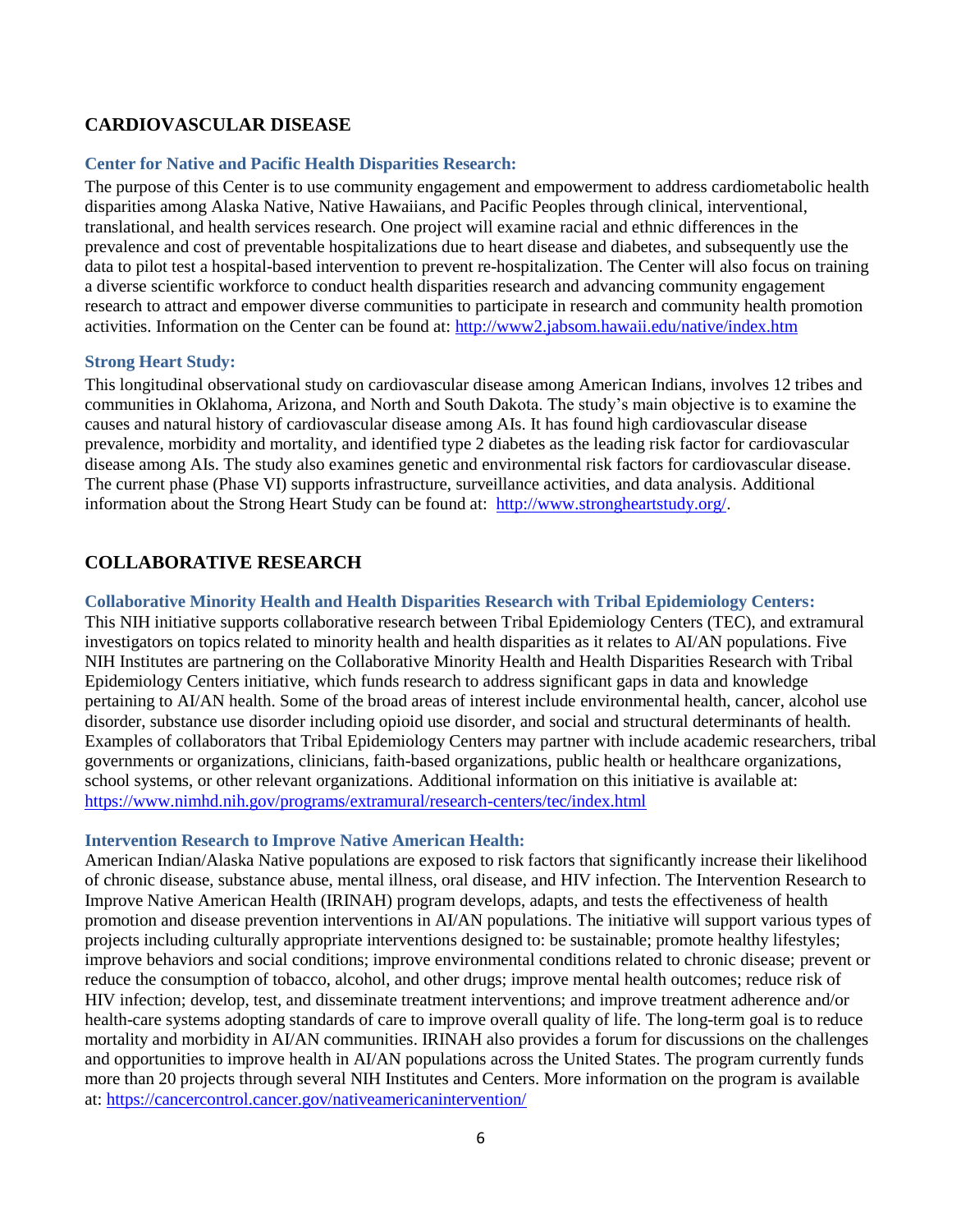## CARDIOVASCULAR DISEASE

### Center for Native and Pacific Health Disparities Research:

The purpose of this Center is to use community engagement and empowerment to address cardiometabolic health disparities among Alaska Native, Native Hawaiians, and Pacific Peoples through clinical, interventional, translational, and health services research. One project will examine racial and ethnic differences in the prevalence and cost of preventable hospitalizations due to heart disease and diabetes, and subsequently use the data to pilot test a hospital-based intervention to prevent re-hospitalization. The Center will also focus on training a diverse scientific workforce to conduct health disparities research and advancing community engagement research to attract and empower diverse communities to participate in research and community health promotion activities. Information on the Center can be found at: http://www2.jabsom.hawaii.edu/native/index.htm

### Strong Heart Study:

This longitudinal observational study on cardiovascular disease among American Indians, involves 12 tribes and communities in Oklahoma, Arizona, and North and South Dakota. The study's main objective is to examine the causes and natural history of cardiovascular disease among AIs. It has found high cardiovascular disease prevalence, morbidity and mortality, and identified type 2 diabetes as the leading risk factor for cardiovascular disease among AIs. The study also examines genetic and environmental risk factors for cardiovascular disease. The current phase (Phase VI) supports infrastructure, surveillance activities, and data analysis. Additional information about the Strong Heart Study can be found at: http://www.strongheartstudy.org/.

## COLLABORATIVE RESEARCH

### Collaborative Minority Health and Health Disparities Research with Tribal Epidemiology Centers:

This NIH initiative supports collaborative research between Tribal Epidemiology Centers (TEC), and extramural investigators on topics related to minority health and health disparities as it relates to AI/AN populations. Five NIH Institutes are partnering on the Collaborative Minority Health and Health Disparities Research with Tribal Epidemiology Centers initiative, which funds research to address significant gaps in data and knowledge pertaining to AI/AN health. Some of the broad areas of interest include environmental health, cancer, alcohol use disorder, substance use disorder including opioid use disorder, and social and structural determinants of health. Examples of collaborators that Tribal Epidemiology Centers may partner with include academic researchers, tribal governments or organizations, clinicians, faith-based organizations, public health or healthcare organizations, school systems, or other relevant organizations. Additional information on this initiative is available at: https://www.nimhd.nih.gov/programs/extramural/research-centers/tec/index.html

### Intervention Research to Improve Native American Health:

American Indian/Alaska Native populations are exposed to risk factors that significantly increase their likelihood of chronic disease, substance abuse, mental illness, oral disease, and HIV infection. The Intervention Research to Improve Native American Health (IRINAH) program develops, adapts, and tests the effectiveness of health promotion and disease prevention interventions in AI/AN populations. The initiative will support various types of projects including culturally appropriate interventions designed to: be sustainable; promote healthy lifestyles; improve behaviors and social conditions; improve environmental conditions related to chronic disease; prevent or reduce the consumption of tobacco, alcohol, and other drugs; improve mental health outcomes; reduce risk of HIV infection; develop, test, and disseminate treatment interventions; and improve treatment adherence and/or health-care systems adopting standards of care to improve overall quality of life. The long-term goal is to reduce mortality and morbidity in AI/AN communities. IRINAH also provides a forum for discussions on the challenges and opportunities to improve health in AI/AN populations across the United States. The program currently funds more than 20 projects through several NIH Institutes and Centers. More information on the program is available at: https://cancercontrol.cancer.gov/nativeamericanintervention/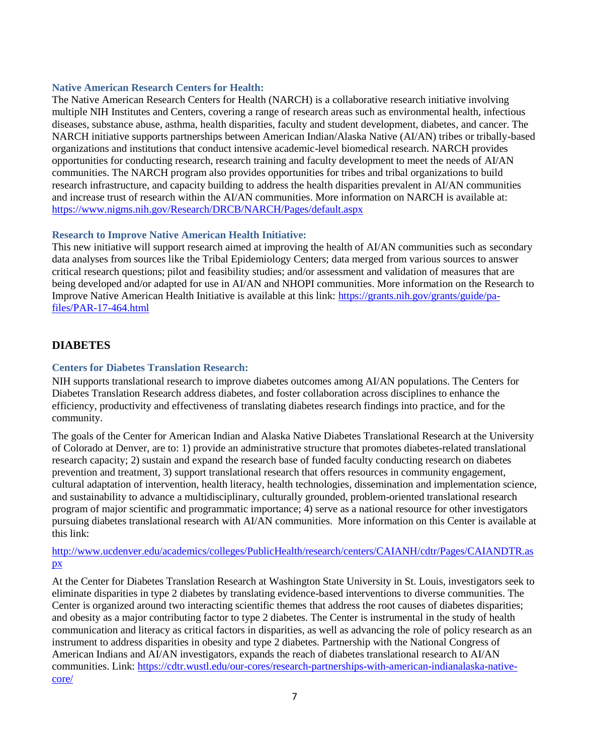### Native American Research Centers for Health:

The Native American Research Centers for Health (NARCH) is a collaborative research initiative involving multiple NIH Institutes and Centers, covering a range of research areas such as environmental health, infectious diseases, substance abuse, asthma, health disparities, faculty and student development, diabetes, and cancer. The NARCH initiative supports partnerships between American Indian/Alaska Native (AI/AN) tribes or tribally-based organizations and institutions that conduct intensive academic-level biomedical research. NARCH provides opportunities for conducting research, research training and faculty development to meet the needs of AI/AN communities. The NARCH program also provides opportunities for tribes and tribal organizations to build research infrastructure, and capacity building to address the health disparities prevalent in AI/AN communities and increase trust of research within the AI/AN communities. More information on NARCH is available at: https://www.nigms.nih.gov/Research/DRCB/NARCH/Pages/default.aspx

### Research to Improve Native American Health Initiative:

This new initiative will support research aimed at improving the health of AI/AN communities such as secondary data analyses from sources like the Tribal Epidemiology Centers; data merged from various sources to answer critical research questions; pilot and feasibility studies; and/or assessment and validation of measures that are being developed and/or adapted for use in AI/AN and NHOPI communities. More information on the Research to Improve Native American Health Initiative is available at this link: https://grants.nih.gov/grants/guide/pa-files/PAR-17-464.html

## DIABETES

### Centers for Diabetes Translation Research:

NIH supports translational research to improve diabetes outcomes among AI/AN populations. The Centers for Diabetes Translation Research address diabetes, and foster collaboration across disciplines to enhance the efficiency, productivity and effectiveness of translating diabetes research findings into practice, and for the community.

The goals of the Center for American Indian and Alaska Native Diabetes Translational Research at the University of Colorado at Denver, are to: 1) provide an administrative structure that promotes diabetes-related translational research capacity; 2) sustain and expand the research base of funded faculty conducting research on diabetes prevention and treatment, 3) support translational research that offers resources in community engagement, cultural adaptation of intervention, health literacy, health technologies, dissemination and implementation science, and sustainability to advance a multidisciplinary, culturally grounded, problem-oriented translational research program of major scientific and programmatic importance; 4) serve as a national resource for other investigators pursuing diabetes translational research with AI/AN communities. More information on this Center is available at this link:

http://www.ucdenver.edu/academics/colleges/PublicHealth/research/centers/CAIANH/cdtr/Pages/CAIANDTR.aspx

At the Center for Diabetes Translation Research at Washington State University in St. Louis, investigators seek to eliminate disparities in type 2 diabetes by translating evidence-based interventions to diverse communities. The Center is organized around two interacting scientific themes that address the root causes of diabetes disparities; and obesity as a major contributing factor to type 2 diabetes. The Center is instrumental in the study of health communication and literacy as critical factors in disparities, as well as advancing the role of policy research as an instrument to address disparities in obesity and type 2 diabetes. Partnership with the National Congress of American Indians and AI/AN investigators, expands the reach of diabetes translational research to AI/AN communities. Link: https://cdtr.wustl.edu/our-cores/research-partnerships-with-american-indianalaska-native-core/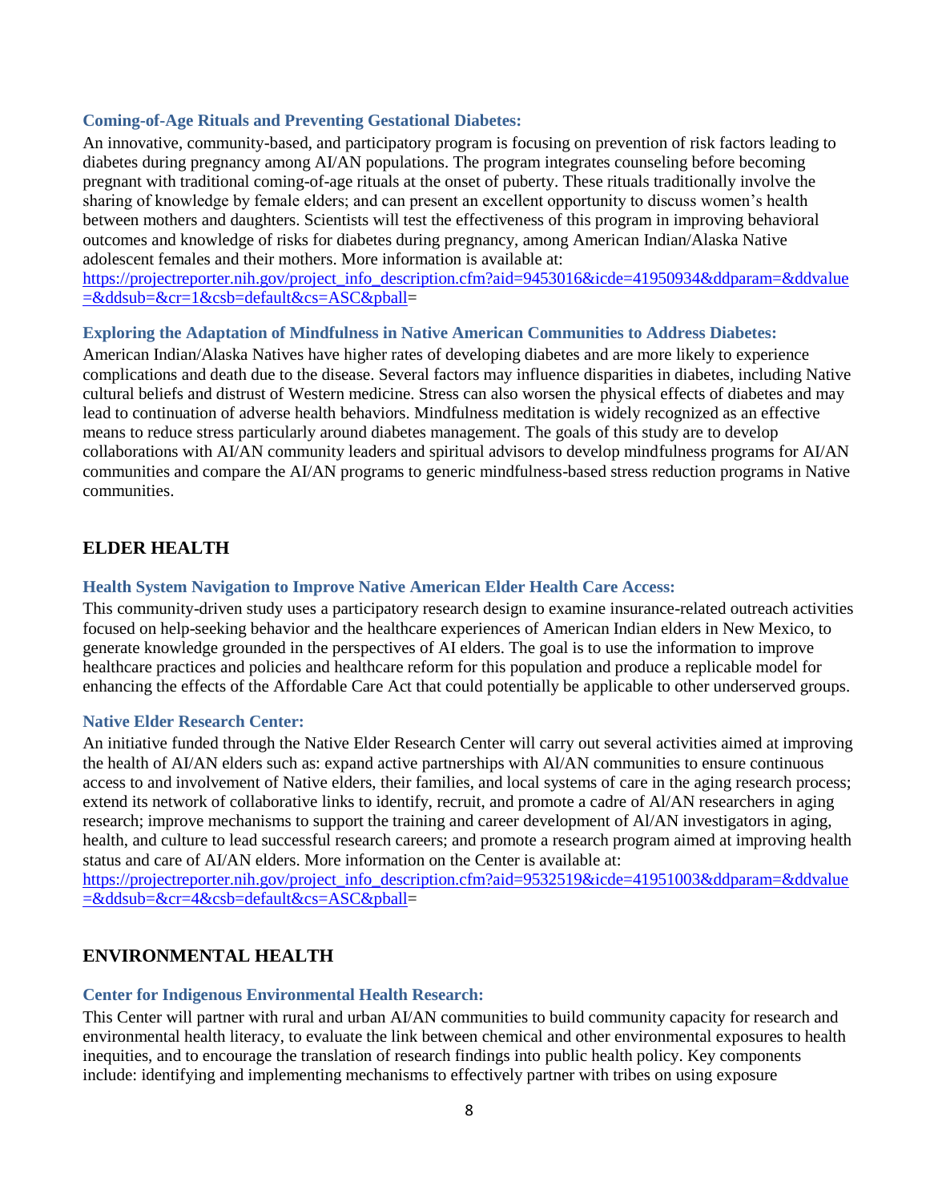### Coming-of-Age Rituals and Preventing Gestational Diabetes:

An innovative, community-based, and participatory program is focusing on prevention of risk factors leading to diabetes during pregnancy among AI/AN populations. The program integrates counseling before becoming pregnant with traditional coming-of-age rituals at the onset of puberty. These rituals traditionally involve the sharing of knowledge by female elders; and can present an excellent opportunity to discuss women's health between mothers and daughters. Scientists will test the effectiveness of this program in improving behavioral outcomes and knowledge of risks for diabetes during pregnancy, among American Indian/Alaska Native adolescent females and their mothers. More information is available at: [https://projectreporter.nih.gov/project_info_description.cfm?aid=9453016&icde=41950934&ddparam=&ddvalue=&ddsub=&cr=1&csb=default&cs=ASC&pball=](https://projectreporter.nih.gov/project_info_description.cfm?aid=9453016&icde=41950934&ddparam=&ddvalue=&ddsub=&cr=1&csb=default&cs=ASC&pball=)

### Exploring the Adaptation of Mindfulness in Native American Communities to Address Diabetes:

American Indian/Alaska Natives have higher rates of developing diabetes and are more likely to experience complications and death due to the disease. Several factors may influence disparities in diabetes, including Native cultural beliefs and distrust of Western medicine. Stress can also worsen the physical effects of diabetes and may lead to continuation of adverse health behaviors. Mindfulness meditation is widely recognized as an effective means to reduce stress particularly around diabetes management. The goals of this study are to develop collaborations with AI/AN community leaders and spiritual advisors to develop mindfulness programs for AI/AN communities and compare the AI/AN programs to generic mindfulness-based stress reduction programs in Native communities.

## ELDER HEALTH

### Health System Navigation to Improve Native American Elder Health Care Access:

This community-driven study uses a participatory research design to examine insurance-related outreach activities focused on help-seeking behavior and the healthcare experiences of American Indian elders in New Mexico, to generate knowledge grounded in the perspectives of AI elders. The goal is to use the information to improve healthcare practices and policies and healthcare reform for this population and produce a replicable model for enhancing the effects of the Affordable Care Act that could potentially be applicable to other underserved groups.

### Native Elder Research Center:

An initiative funded through the Native Elder Research Center will carry out several activities aimed at improving the health of AI/AN elders such as: expand active partnerships with Al/AN communities to ensure continuous access to and involvement of Native elders, their families, and local systems of care in the aging research process; extend its network of collaborative links to identify, recruit, and promote a cadre of Al/AN researchers in aging research; improve mechanisms to support the training and career development of Al/AN investigators in aging, health, and culture to lead successful research careers; and promote a research program aimed at improving health status and care of AI/AN elders. More information on the Center is available at: [https://projectreporter.nih.gov/project_info_description.cfm?aid=9532519&icde=41951003&ddparam=&ddvalue=&ddsub=&cr=4&csb=default&cs=ASC&pball=](https://projectreporter.nih.gov/project_info_description.cfm?aid=9532519&icde=41951003&ddparam=&ddvalue=&ddsub=&cr=4&csb=default&cs=ASC&pball=)

## ENVIRONMENTAL HEALTH

### Center for Indigenous Environmental Health Research:

This Center will partner with rural and urban AI/AN communities to build community capacity for research and environmental health literacy, to evaluate the link between chemical and other environmental exposures to health inequities, and to encourage the translation of research findings into public health policy. Key components include: identifying and implementing mechanisms to effectively partner with tribes on using exposure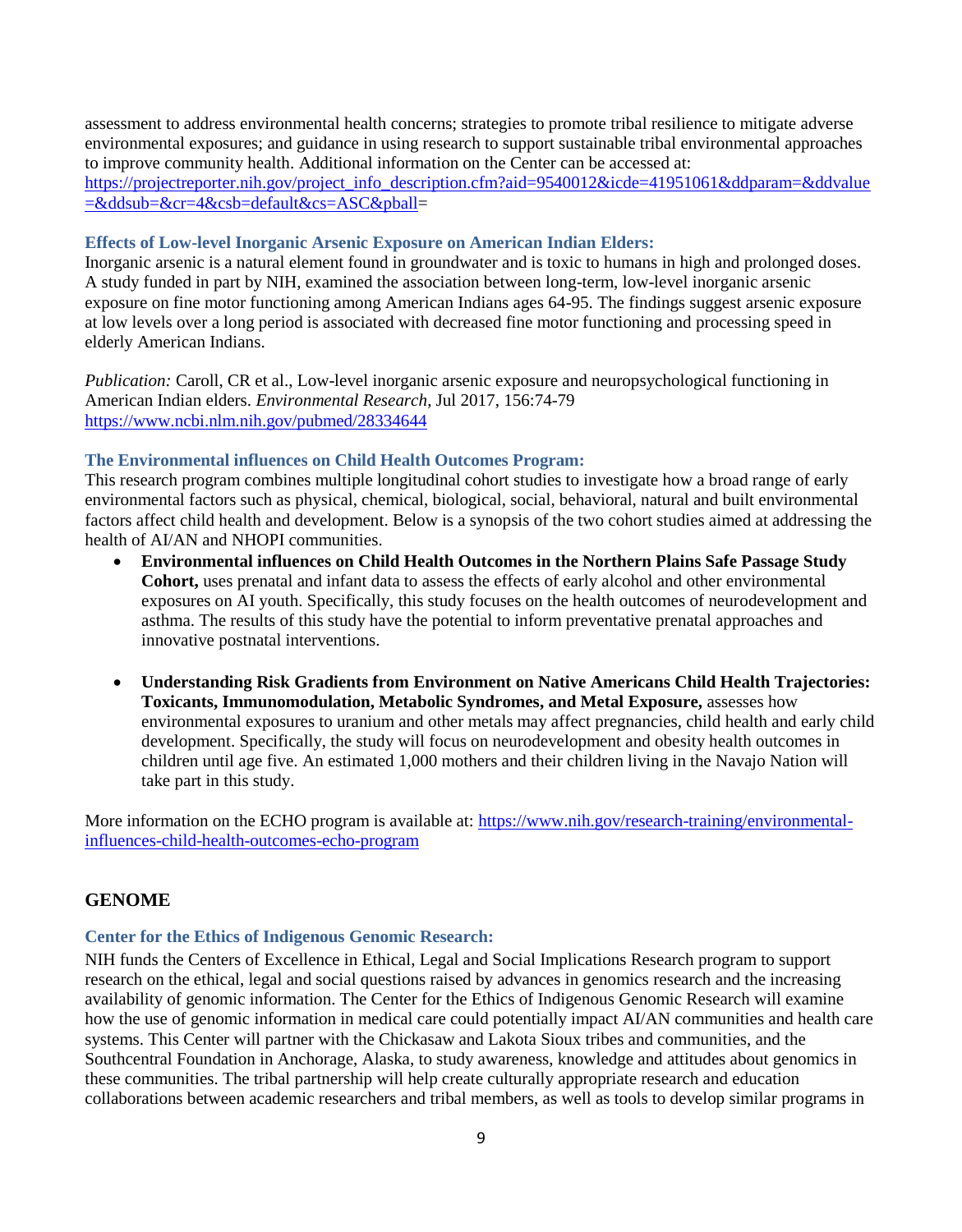assessment to address environmental health concerns; strategies to promote tribal resilience to mitigate adverse environmental exposures; and guidance in using research to support sustainable tribal environmental approaches to improve community health. Additional information on the Center can be accessed at: https://projectreporter.nih.gov/project_info_description.cfm?aid=9540012&icde=41951061&ddparam=&ddvalue=&ddsub=&cr=4&csb=default&cs=ASC&pball=

### Effects of Low-level Inorganic Arsenic Exposure on American Indian Elders:

Inorganic arsenic is a natural element found in groundwater and is toxic to humans in high and prolonged doses. A study funded in part by NIH, examined the association between long-term, low-level inorganic arsenic exposure on fine motor functioning among American Indians ages 64-95. The findings suggest arsenic exposure at low levels over a long period is associated with decreased fine motor functioning and processing speed in elderly American Indians.

*Publication:* Caroll, CR et al., Low-level inorganic arsenic exposure and neuropsychological functioning in American Indian elders. *Environmental Research*, Jul 2017, 156:74-79 https://www.ncbi.nlm.nih.gov/pubmed/28334644

### The Environmental influences on Child Health Outcomes Program:

This research program combines multiple longitudinal cohort studies to investigate how a broad range of early environmental factors such as physical, chemical, biological, social, behavioral, natural and built environmental factors affect child health and development. Below is a synopsis of the two cohort studies aimed at addressing the health of AI/AN and NHOPI communities.

- **Environmental influences on Child Health Outcomes in the Northern Plains Safe Passage Study Cohort,** uses prenatal and infant data to assess the effects of early alcohol and other environmental exposures on AI youth. Specifically, this study focuses on the health outcomes of neurodevelopment and asthma. The results of this study have the potential to inform preventative prenatal approaches and innovative postnatal interventions.

- **Understanding Risk Gradients from Environment on Native Americans Child Health Trajectories: Toxicants, Immunomodulation, Metabolic Syndromes, and Metal Exposure,** assesses how environmental exposures to uranium and other metals may affect pregnancies, child health and early child development. Specifically, the study will focus on neurodevelopment and obesity health outcomes in children until age five. An estimated 1,000 mothers and their children living in the Navajo Nation will take part in this study.

More information on the ECHO program is available at: https://www.nih.gov/research-training/environmental-influences-child-health-outcomes-echo-program

## GENOME

### Center for the Ethics of Indigenous Genomic Research:

NIH funds the Centers of Excellence in Ethical, Legal and Social Implications Research program to support research on the ethical, legal and social questions raised by advances in genomics research and the increasing availability of genomic information. The Center for the Ethics of Indigenous Genomic Research will examine how the use of genomic information in medical care could potentially impact AI/AN communities and health care systems. This Center will partner with the Chickasaw and Lakota Sioux tribes and communities, and the Southcentral Foundation in Anchorage, Alaska, to study awareness, knowledge and attitudes about genomics in these communities. The tribal partnership will help create culturally appropriate research and education collaborations between academic researchers and tribal members, as well as tools to develop similar programs in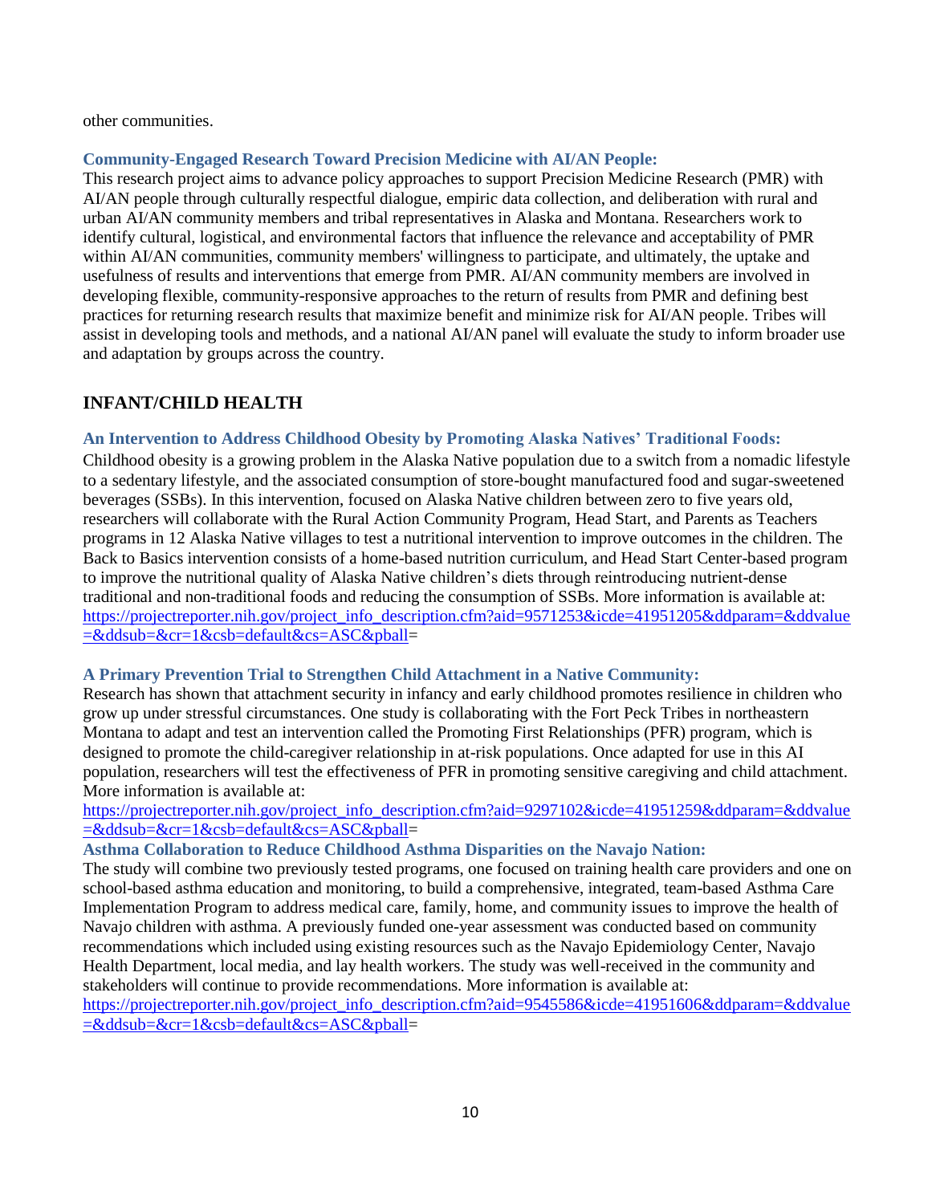other communities.

**Community-Engaged Research Toward Precision Medicine with AI/AN People:**

This research project aims to advance policy approaches to support Precision Medicine Research (PMR) with AI/AN people through culturally respectful dialogue, empiric data collection, and deliberation with rural and urban AI/AN community members and tribal representatives in Alaska and Montana. Researchers work to identify cultural, logistical, and environmental factors that influence the relevance and acceptability of PMR within AI/AN communities, community members' willingness to participate, and ultimately, the uptake and usefulness of results and interventions that emerge from PMR. AI/AN community members are involved in developing flexible, community-responsive approaches to the return of results from PMR and defining best practices for returning research results that maximize benefit and minimize risk for AI/AN people. Tribes will assist in developing tools and methods, and a national AI/AN panel will evaluate the study to inform broader use and adaptation by groups across the country.

## INFANT/CHILD HEALTH

**An Intervention to Address Childhood Obesity by Promoting Alaska Natives' Traditional Foods:**

Childhood obesity is a growing problem in the Alaska Native population due to a switch from a nomadic lifestyle to a sedentary lifestyle, and the associated consumption of store-bought manufactured food and sugar-sweetened beverages (SSBs). In this intervention, focused on Alaska Native children between zero to five years old, researchers will collaborate with the Rural Action Community Program, Head Start, and Parents as Teachers programs in 12 Alaska Native villages to test a nutritional intervention to improve outcomes in the children. The Back to Basics intervention consists of a home-based nutrition curriculum, and Head Start Center-based program to improve the nutritional quality of Alaska Native children's diets through reintroducing nutrient-dense traditional and non-traditional foods and reducing the consumption of SSBs. More information is available at: https://projectreporter.nih.gov/project_info_description.cfm?aid=9571253&icde=41951205&ddparam=&ddvalue=&ddsub=&cr=1&csb=default&cs=ASC&pball=

**A Primary Prevention Trial to Strengthen Child Attachment in a Native Community:**

Research has shown that attachment security in infancy and early childhood promotes resilience in children who grow up under stressful circumstances. One study is collaborating with the Fort Peck Tribes in northeastern Montana to adapt and test an intervention called the Promoting First Relationships (PFR) program, which is designed to promote the child-caregiver relationship in at-risk populations. Once adapted for use in this AI population, researchers will test the effectiveness of PFR in promoting sensitive caregiving and child attachment. More information is available at:
https://projectreporter.nih.gov/project_info_description.cfm?aid=9297102&icde=41951259&ddparam=&ddvalue=&ddsub=&cr=1&csb=default&cs=ASC&pball=

**Asthma Collaboration to Reduce Childhood Asthma Disparities on the Navajo Nation:**

The study will combine two previously tested programs, one focused on training health care providers and one on school-based asthma education and monitoring, to build a comprehensive, integrated, team-based Asthma Care Implementation Program to address medical care, family, home, and community issues to improve the health of Navajo children with asthma. A previously funded one-year assessment was conducted based on community recommendations which included using existing resources such as the Navajo Epidemiology Center, Navajo Health Department, local media, and lay health workers. The study was well-received in the community and stakeholders will continue to provide recommendations. More information is available at:
https://projectreporter.nih.gov/project_info_description.cfm?aid=9545586&icde=41951606&ddparam=&ddvalue=&ddsub=&cr=1&csb=default&cs=ASC&pball=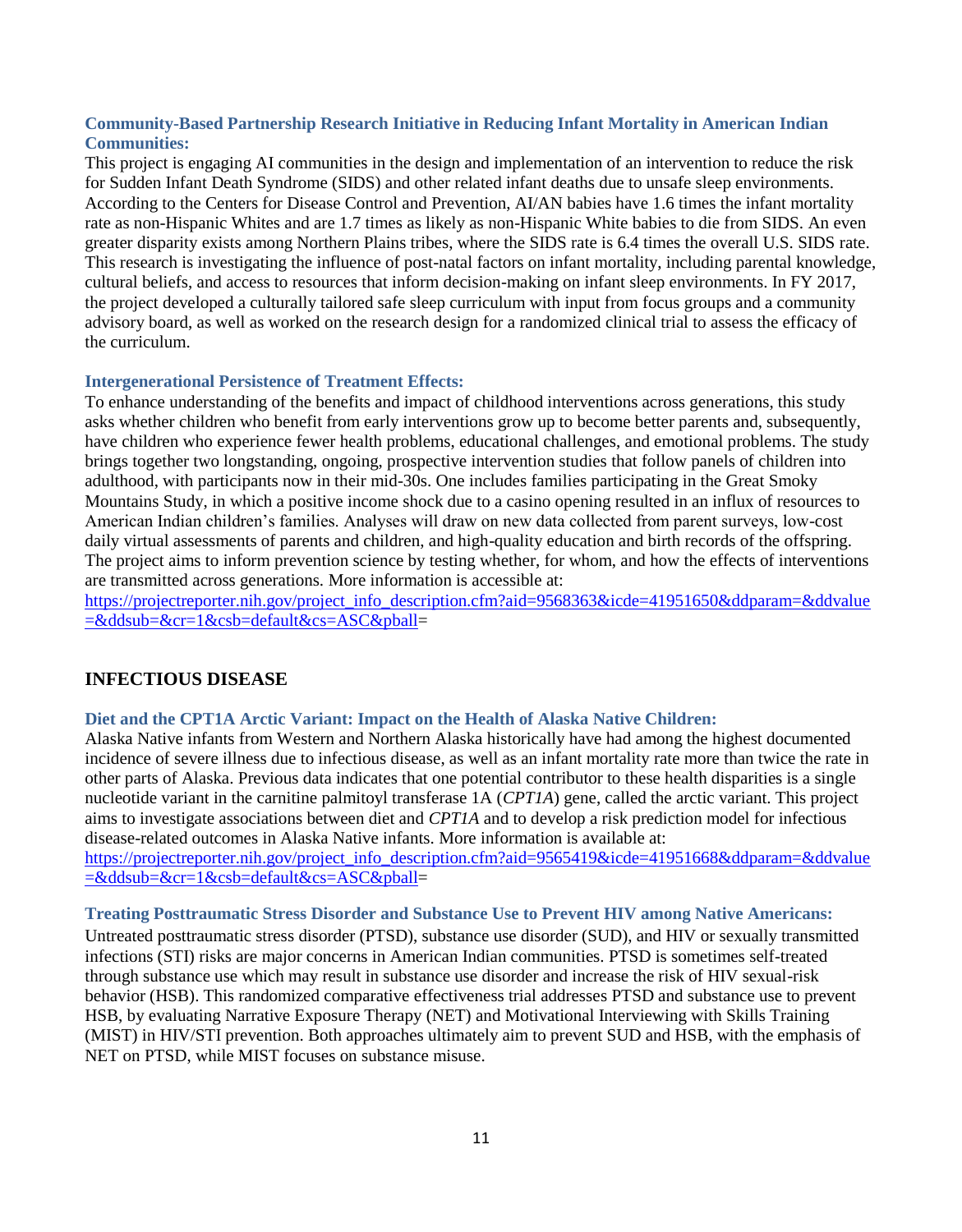### Community-Based Partnership Research Initiative in Reducing Infant Mortality in American Indian Communities:

This project is engaging AI communities in the design and implementation of an intervention to reduce the risk for Sudden Infant Death Syndrome (SIDS) and other related infant deaths due to unsafe sleep environments. According to the Centers for Disease Control and Prevention, AI/AN babies have 1.6 times the infant mortality rate as non-Hispanic Whites and are 1.7 times as likely as non-Hispanic White babies to die from SIDS. An even greater disparity exists among Northern Plains tribes, where the SIDS rate is 6.4 times the overall U.S. SIDS rate. This research is investigating the influence of post-natal factors on infant mortality, including parental knowledge, cultural beliefs, and access to resources that inform decision-making on infant sleep environments. In FY 2017, the project developed a culturally tailored safe sleep curriculum with input from focus groups and a community advisory board, as well as worked on the research design for a randomized clinical trial to assess the efficacy of the curriculum.

### Intergenerational Persistence of Treatment Effects:

To enhance understanding of the benefits and impact of childhood interventions across generations, this study asks whether children who benefit from early interventions grow up to become better parents and, subsequently, have children who experience fewer health problems, educational challenges, and emotional problems. The study brings together two longstanding, ongoing, prospective intervention studies that follow panels of children into adulthood, with participants now in their mid-30s. One includes families participating in the Great Smoky Mountains Study, in which a positive income shock due to a casino opening resulted in an influx of resources to American Indian children's families. Analyses will draw on new data collected from parent surveys, low-cost daily virtual assessments of parents and children, and high-quality education and birth records of the offspring. The project aims to inform prevention science by testing whether, for whom, and how the effects of interventions are transmitted across generations. More information is accessible at: https://projectreporter.nih.gov/project_info_description.cfm?aid=9568363&icde=41951650&ddparam=&ddvalue=&ddsub=&cr=1&csb=default&cs=ASC&pball=

## INFECTIOUS DISEASE

### Diet and the CPT1A Arctic Variant: Impact on the Health of Alaska Native Children:

Alaska Native infants from Western and Northern Alaska historically have had among the highest documented incidence of severe illness due to infectious disease, as well as an infant mortality rate more than twice the rate in other parts of Alaska. Previous data indicates that one potential contributor to these health disparities is a single nucleotide variant in the carnitine palmitoyl transferase 1A (*CPT1A*) gene, called the arctic variant. This project aims to investigate associations between diet and *CPT1A* and to develop a risk prediction model for infectious disease-related outcomes in Alaska Native infants. More information is available at: https://projectreporter.nih.gov/project_info_description.cfm?aid=9565419&icde=41951668&ddparam=&ddvalue=&ddsub=&cr=1&csb=default&cs=ASC&pball=

### Treating Posttraumatic Stress Disorder and Substance Use to Prevent HIV among Native Americans:

Untreated posttraumatic stress disorder (PTSD), substance use disorder (SUD), and HIV or sexually transmitted infections (STI) risks are major concerns in American Indian communities. PTSD is sometimes self-treated through substance use which may result in substance use disorder and increase the risk of HIV sexual-risk behavior (HSB). This randomized comparative effectiveness trial addresses PTSD and substance use to prevent HSB, by evaluating Narrative Exposure Therapy (NET) and Motivational Interviewing with Skills Training (MIST) in HIV/STI prevention. Both approaches ultimately aim to prevent SUD and HSB, with the emphasis of NET on PTSD, while MIST focuses on substance misuse.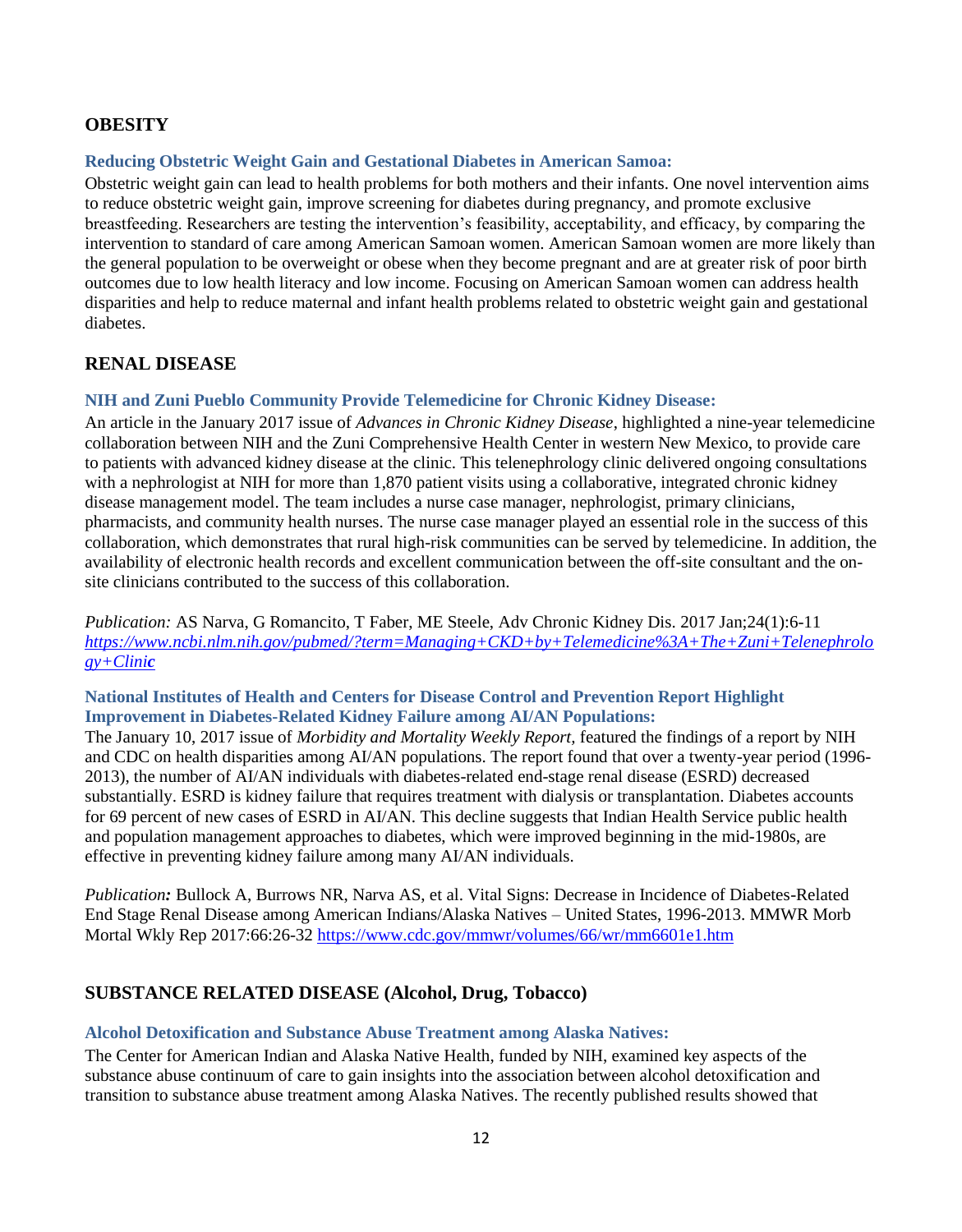## OBESITY

### Reducing Obstetric Weight Gain and Gestational Diabetes in American Samoa:

Obstetric weight gain can lead to health problems for both mothers and their infants. One novel intervention aims to reduce obstetric weight gain, improve screening for diabetes during pregnancy, and promote exclusive breastfeeding. Researchers are testing the intervention's feasibility, acceptability, and efficacy, by comparing the intervention to standard of care among American Samoan women. American Samoan women are more likely than the general population to be overweight or obese when they become pregnant and are at greater risk of poor birth outcomes due to low health literacy and low income. Focusing on American Samoan women can address health disparities and help to reduce maternal and infant health problems related to obstetric weight gain and gestational diabetes.

## RENAL DISEASE

### NIH and Zuni Pueblo Community Provide Telemedicine for Chronic Kidney Disease:

An article in the January 2017 issue of *Advances in Chronic Kidney Disease*, highlighted a nine-year telemedicine collaboration between NIH and the Zuni Comprehensive Health Center in western New Mexico, to provide care to patients with advanced kidney disease at the clinic. This telenephrology clinic delivered ongoing consultations with a nephrologist at NIH for more than 1,870 patient visits using a collaborative, integrated chronic kidney disease management model. The team includes a nurse case manager, nephrologist, primary clinicians, pharmacists, and community health nurses. The nurse case manager played an essential role in the success of this collaboration, which demonstrates that rural high-risk communities can be served by telemedicine. In addition, the availability of electronic health records and excellent communication between the off-site consultant and the on-site clinicians contributed to the success of this collaboration.

*Publication:* AS Narva, G Romancito, T Faber, ME Steele, Adv Chronic Kidney Dis. 2017 Jan;24(1):6-11 *https://www.ncbi.nlm.nih.gov/pubmed/?term=Managing+CKD+by+Telemedicine%3A+The+Zuni+Telenephrology+Clinic*

### National Institutes of Health and Centers for Disease Control and Prevention Report Highlight Improvement in Diabetes-Related Kidney Failure among AI/AN Populations:

The January 10, 2017 issue of *Morbidity and Mortality Weekly Report*, featured the findings of a report by NIH and CDC on health disparities among AI/AN populations. The report found that over a twenty-year period (1996-2013), the number of AI/AN individuals with diabetes-related end-stage renal disease (ESRD) decreased substantially. ESRD is kidney failure that requires treatment with dialysis or transplantation. Diabetes accounts for 69 percent of new cases of ESRD in AI/AN. This decline suggests that Indian Health Service public health and population management approaches to diabetes, which were improved beginning in the mid-1980s, are effective in preventing kidney failure among many AI/AN individuals.

*Publication:* Bullock A, Burrows NR, Narva AS, et al. Vital Signs: Decrease in Incidence of Diabetes-Related End Stage Renal Disease among American Indians/Alaska Natives – United States, 1996-2013. MMWR Morb Mortal Wkly Rep 2017:66:26-32 https://www.cdc.gov/mmwr/volumes/66/wr/mm6601e1.htm

## SUBSTANCE RELATED DISEASE (Alcohol, Drug, Tobacco)

### Alcohol Detoxification and Substance Abuse Treatment among Alaska Natives:

The Center for American Indian and Alaska Native Health, funded by NIH, examined key aspects of the substance abuse continuum of care to gain insights into the association between alcohol detoxification and transition to substance abuse treatment among Alaska Natives. The recently published results showed that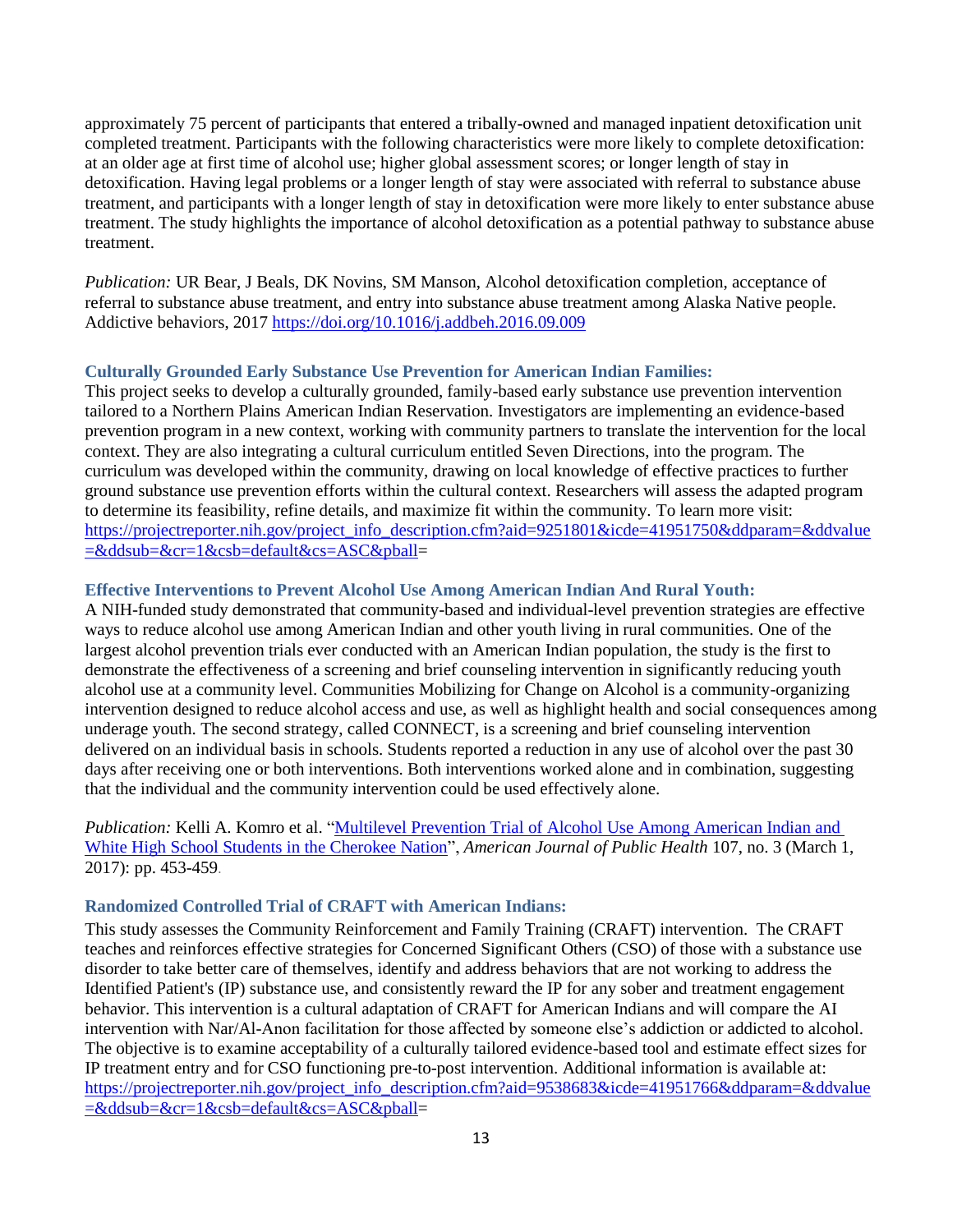approximately 75 percent of participants that entered a tribally-owned and managed inpatient detoxification unit completed treatment. Participants with the following characteristics were more likely to complete detoxification: at an older age at first time of alcohol use; higher global assessment scores; or longer length of stay in detoxification. Having legal problems or a longer length of stay were associated with referral to substance abuse treatment, and participants with a longer length of stay in detoxification were more likely to enter substance abuse treatment. The study highlights the importance of alcohol detoxification as a potential pathway to substance abuse treatment.

*Publication:* UR Bear, J Beals, DK Novins, SM Manson, Alcohol detoxification completion, acceptance of referral to substance abuse treatment, and entry into substance abuse treatment among Alaska Native people. Addictive behaviors, 2017 https://doi.org/10.1016/j.addbeh.2016.09.009

### Culturally Grounded Early Substance Use Prevention for American Indian Families:

This project seeks to develop a culturally grounded, family-based early substance use prevention intervention tailored to a Northern Plains American Indian Reservation. Investigators are implementing an evidence-based prevention program in a new context, working with community partners to translate the intervention for the local context. They are also integrating a cultural curriculum entitled Seven Directions, into the program. The curriculum was developed within the community, drawing on local knowledge of effective practices to further ground substance use prevention efforts within the cultural context. Researchers will assess the adapted program to determine its feasibility, refine details, and maximize fit within the community. To learn more visit: https://projectreporter.nih.gov/project_info_description.cfm?aid=9251801&icde=41951750&ddparam=&ddvalue=&ddsub=&cr=1&csb=default&cs=ASC&pball=

### Effective Interventions to Prevent Alcohol Use Among American Indian And Rural Youth:

A NIH-funded study demonstrated that community-based and individual-level prevention strategies are effective ways to reduce alcohol use among American Indian and other youth living in rural communities. One of the largest alcohol prevention trials ever conducted with an American Indian population, the study is the first to demonstrate the effectiveness of a screening and brief counseling intervention in significantly reducing youth alcohol use at a community level. Communities Mobilizing for Change on Alcohol is a community-organizing intervention designed to reduce alcohol access and use, as well as highlight health and social consequences among underage youth. The second strategy, called CONNECT, is a screening and brief counseling intervention delivered on an individual basis in schools. Students reported a reduction in any use of alcohol over the past 30 days after receiving one or both interventions. Both interventions worked alone and in combination, suggesting that the individual and the community intervention could be used effectively alone.

*Publication:* Kelli A. Komro et al. "Multilevel Prevention Trial of Alcohol Use Among American Indian and White High School Students in the Cherokee Nation", *American Journal of Public Health* 107, no. 3 (March 1, 2017): pp. 453-459.

### Randomized Controlled Trial of CRAFT with American Indians:

This study assesses the Community Reinforcement and Family Training (CRAFT) intervention. The CRAFT teaches and reinforces effective strategies for Concerned Significant Others (CSO) of those with a substance use disorder to take better care of themselves, identify and address behaviors that are not working to address the Identified Patient's (IP) substance use, and consistently reward the IP for any sober and treatment engagement behavior. This intervention is a cultural adaptation of CRAFT for American Indians and will compare the AI intervention with Nar/Al-Anon facilitation for those affected by someone else's addiction or addicted to alcohol. The objective is to examine acceptability of a culturally tailored evidence-based tool and estimate effect sizes for IP treatment entry and for CSO functioning pre-to-post intervention. Additional information is available at: https://projectreporter.nih.gov/project_info_description.cfm?aid=9538683&icde=41951766&ddparam=&ddvalue=&ddsub=&cr=1&csb=default&cs=ASC&pball=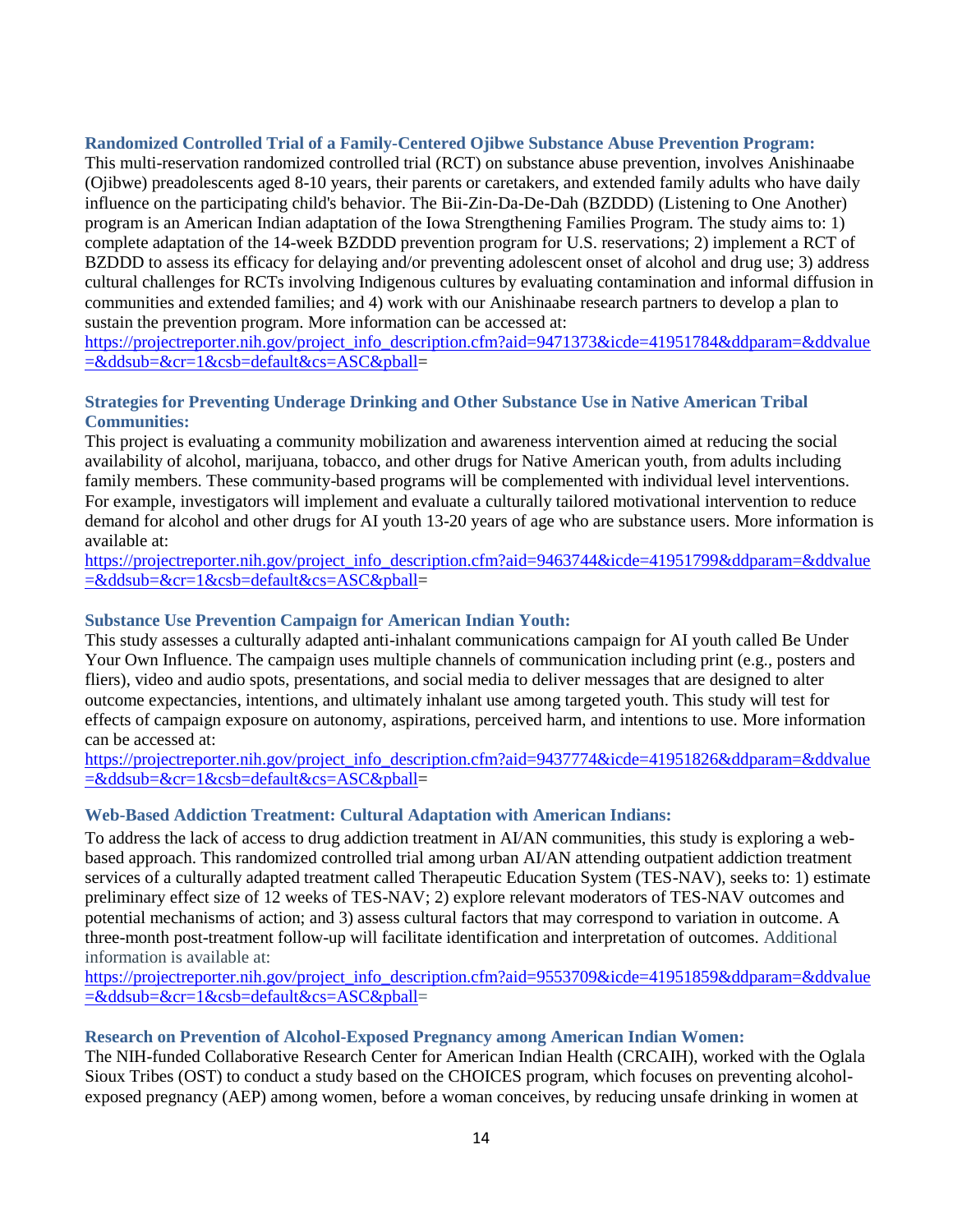**Randomized Controlled Trial of a Family-Centered Ojibwe Substance Abuse Prevention Program:**
This multi-reservation randomized controlled trial (RCT) on substance abuse prevention, involves Anishinaabe (Ojibwe) preadolescents aged 8-10 years, their parents or caretakers, and extended family adults who have daily influence on the participating child's behavior. The Bii-Zin-Da-De-Dah (BZDDD) (Listening to One Another) program is an American Indian adaptation of the Iowa Strengthening Families Program. The study aims to: 1) complete adaptation of the 14-week BZDDD prevention program for U.S. reservations; 2) implement a RCT of BZDDD to assess its efficacy for delaying and/or preventing adolescent onset of alcohol and drug use; 3) address cultural challenges for RCTs involving Indigenous cultures by evaluating contamination and informal diffusion in communities and extended families; and 4) work with our Anishinaabe research partners to develop a plan to sustain the prevention program. More information can be accessed at:
https://projectreporter.nih.gov/project_info_description.cfm?aid=9471373&icde=41951784&ddparam=&ddvalue=&ddsub=&cr=1&csb=default&cs=ASC&pball=

**Strategies for Preventing Underage Drinking and Other Substance Use in Native American Tribal Communities:**
This project is evaluating a community mobilization and awareness intervention aimed at reducing the social availability of alcohol, marijuana, tobacco, and other drugs for Native American youth, from adults including family members. These community-based programs will be complemented with individual level interventions. For example, investigators will implement and evaluate a culturally tailored motivational intervention to reduce demand for alcohol and other drugs for AI youth 13-20 years of age who are substance users. More information is available at:
https://projectreporter.nih.gov/project_info_description.cfm?aid=9463744&icde=41951799&ddparam=&ddvalue=&ddsub=&cr=1&csb=default&cs=ASC&pball=

**Substance Use Prevention Campaign for American Indian Youth:**
This study assesses a culturally adapted anti-inhalant communications campaign for AI youth called Be Under Your Own Influence. The campaign uses multiple channels of communication including print (e.g., posters and fliers), video and audio spots, presentations, and social media to deliver messages that are designed to alter outcome expectancies, intentions, and ultimately inhalant use among targeted youth. This study will test for effects of campaign exposure on autonomy, aspirations, perceived harm, and intentions to use. More information can be accessed at:
https://projectreporter.nih.gov/project_info_description.cfm?aid=9437774&icde=41951826&ddparam=&ddvalue=&ddsub=&cr=1&csb=default&cs=ASC&pball=

**Web-Based Addiction Treatment: Cultural Adaptation with American Indians:**
To address the lack of access to drug addiction treatment in AI/AN communities, this study is exploring a web-based approach. This randomized controlled trial among urban AI/AN attending outpatient addiction treatment services of a culturally adapted treatment called Therapeutic Education System (TES-NAV), seeks to: 1) estimate preliminary effect size of 12 weeks of TES-NAV; 2) explore relevant moderators of TES-NAV outcomes and potential mechanisms of action; and 3) assess cultural factors that may correspond to variation in outcome. A three-month post-treatment follow-up will facilitate identification and interpretation of outcomes. Additional information is available at:
https://projectreporter.nih.gov/project_info_description.cfm?aid=9553709&icde=41951859&ddparam=&ddvalue=&ddsub=&cr=1&csb=default&cs=ASC&pball=

**Research on Prevention of Alcohol-Exposed Pregnancy among American Indian Women:**
The NIH-funded Collaborative Research Center for American Indian Health (CRCAIH), worked with the Oglala Sioux Tribes (OST) to conduct a study based on the CHOICES program, which focuses on preventing alcohol-exposed pregnancy (AEP) among women, before a woman conceives, by reducing unsafe drinking in women at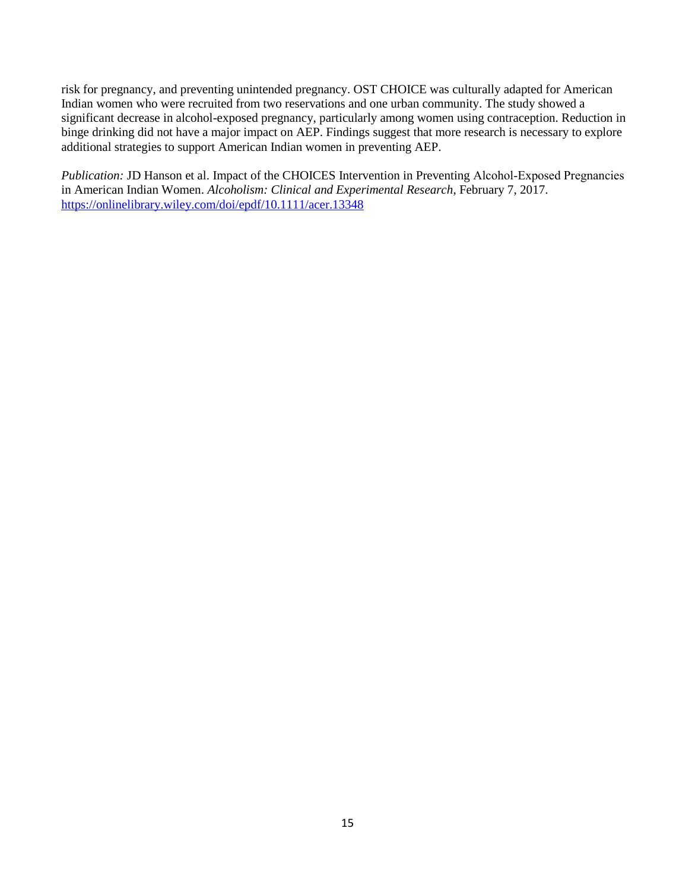risk for pregnancy, and preventing unintended pregnancy. OST CHOICE was culturally adapted for American Indian women who were recruited from two reservations and one urban community. The study showed a significant decrease in alcohol-exposed pregnancy, particularly among women using contraception. Reduction in binge drinking did not have a major impact on AEP. Findings suggest that more research is necessary to explore additional strategies to support American Indian women in preventing AEP.

*Publication:* JD Hanson et al. Impact of the CHOICES Intervention in Preventing Alcohol-Exposed Pregnancies in American Indian Women. *Alcoholism: Clinical and Experimental Research*, February 7, 2017. https://onlinelibrary.wiley.com/doi/epdf/10.1111/acer.13348